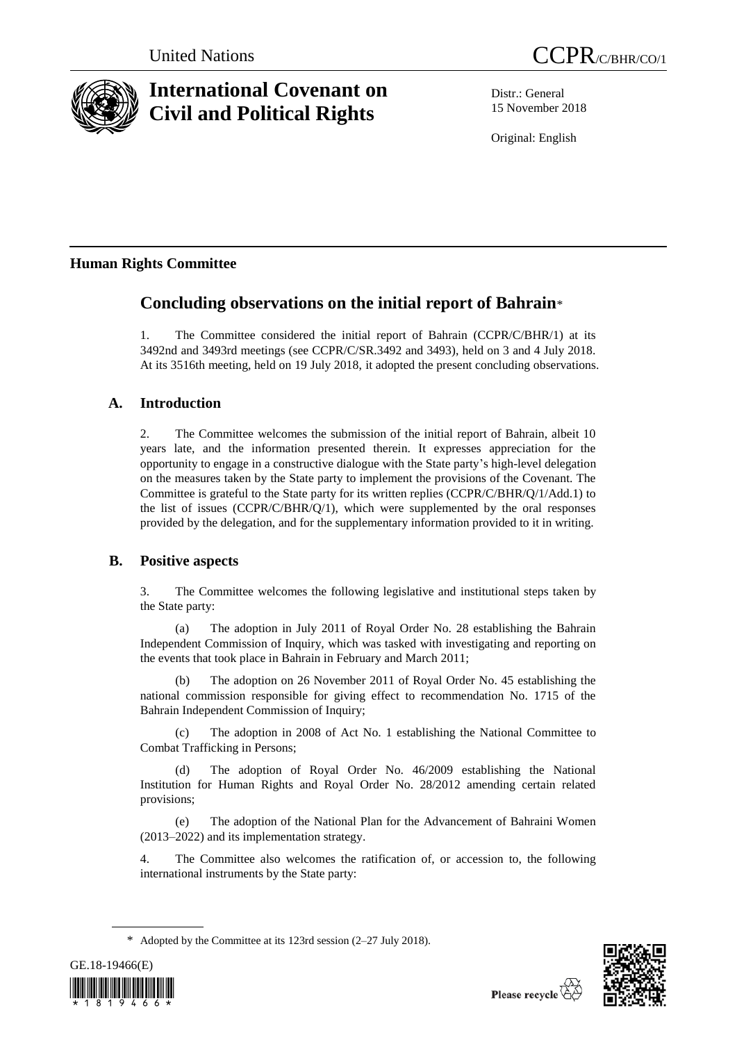United Nations

CCPR/C/BHR/CO/1

# International Covenant on Civil and Political Rights

Distr.: General
15 November 2018

Original: English

## Human Rights Committee

# Concluding observations on the initial report of Bahrain*

1. The Committee considered the initial report of Bahrain (CCPR/C/BHR/1) at its 3492nd and 3493rd meetings (see CCPR/C/SR.3492 and 3493), held on 3 and 4 July 2018. At its 3516th meeting, held on 19 July 2018, it adopted the present concluding observations.

## A. Introduction

2. The Committee welcomes the submission of the initial report of Bahrain, albeit 10 years late, and the information presented therein. It expresses appreciation for the opportunity to engage in a constructive dialogue with the State party's high-level delegation on the measures taken by the State party to implement the provisions of the Covenant. The Committee is grateful to the State party for its written replies (CCPR/C/BHR/Q/1/Add.1) to the list of issues (CCPR/C/BHR/Q/1), which were supplemented by the oral responses provided by the delegation, and for the supplementary information provided to it in writing.

## B. Positive aspects

3. The Committee welcomes the following legislative and institutional steps taken by the State party:

(a) The adoption in July 2011 of Royal Order No. 28 establishing the Bahrain Independent Commission of Inquiry, which was tasked with investigating and reporting on the events that took place in Bahrain in February and March 2011;

(b) The adoption on 26 November 2011 of Royal Order No. 45 establishing the national commission responsible for giving effect to recommendation No. 1715 of the Bahrain Independent Commission of Inquiry;

(c) The adoption in 2008 of Act No. 1 establishing the National Committee to Combat Trafficking in Persons;

(d) The adoption of Royal Order No. 46/2009 establishing the National Institution for Human Rights and Royal Order No. 28/2012 amending certain related provisions;

(e) The adoption of the National Plan for the Advancement of Bahraini Women (2013–2022) and its implementation strategy.

4. The Committee also welcomes the ratification of, or accession to, the following international instruments by the State party:

\* Adopted by the Committee at its 123rd session (2–27 July 2018).

GE.18-19466(E)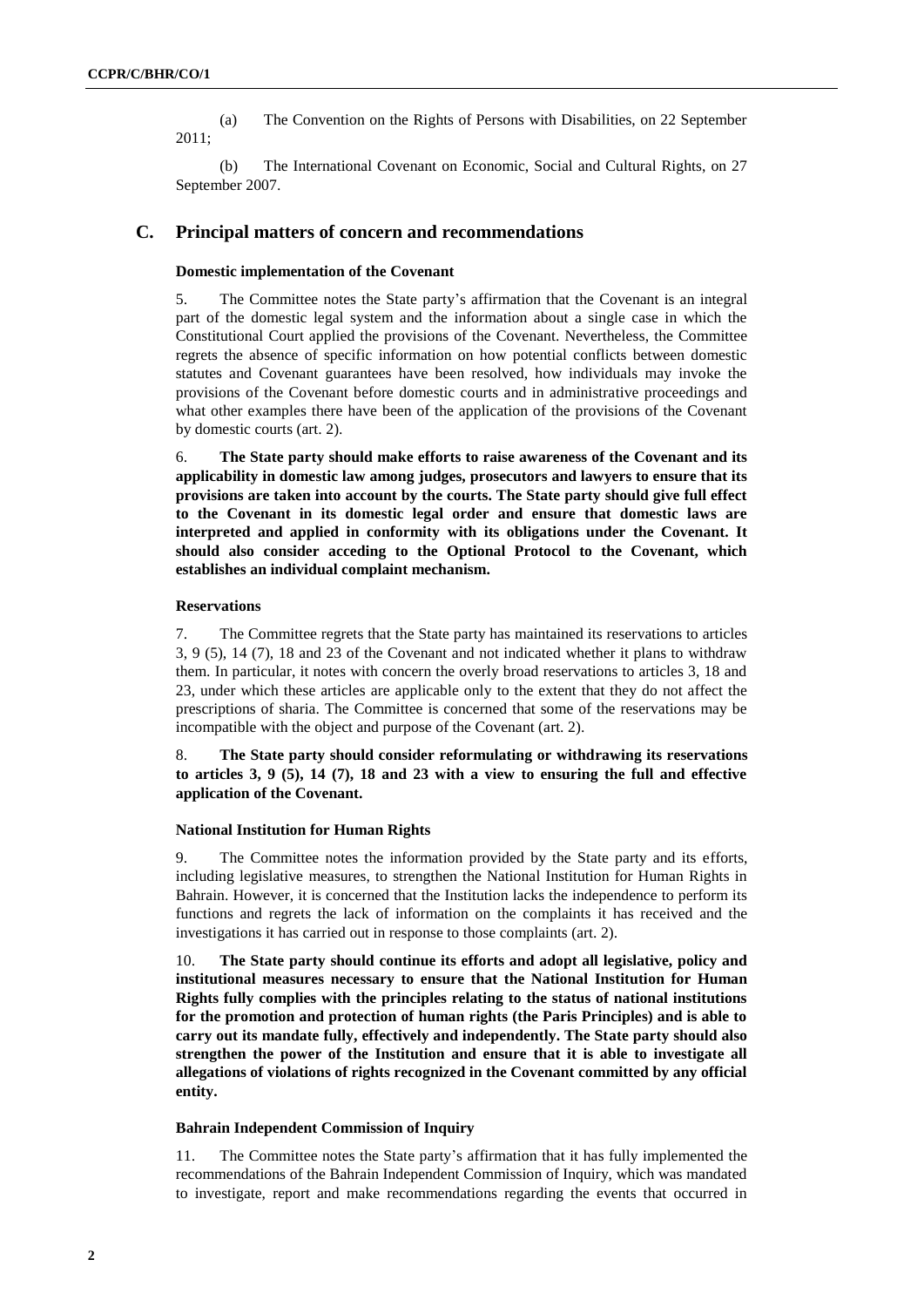(a) The Convention on the Rights of Persons with Disabilities, on 22 September 2011;

(b) The International Covenant on Economic, Social and Cultural Rights, on 27 September 2007.

## C. Principal matters of concern and recommendations

### Domestic implementation of the Covenant

5. The Committee notes the State party's affirmation that the Covenant is an integral part of the domestic legal system and the information about a single case in which the Constitutional Court applied the provisions of the Covenant. Nevertheless, the Committee regrets the absence of specific information on how potential conflicts between domestic statutes and Covenant guarantees have been resolved, how individuals may invoke the provisions of the Covenant before domestic courts and in administrative proceedings and what other examples there have been of the application of the provisions of the Covenant by domestic courts (art. 2).

6. **The State party should make efforts to raise awareness of the Covenant and its applicability in domestic law among judges, prosecutors and lawyers to ensure that its provisions are taken into account by the courts. The State party should give full effect to the Covenant in its domestic legal order and ensure that domestic laws are interpreted and applied in conformity with its obligations under the Covenant. It should also consider acceding to the Optional Protocol to the Covenant, which establishes an individual complaint mechanism.**

### Reservations

7. The Committee regrets that the State party has maintained its reservations to articles 3, 9 (5), 14 (7), 18 and 23 of the Covenant and not indicated whether it plans to withdraw them. In particular, it notes with concern the overly broad reservations to articles 3, 18 and 23, under which these articles are applicable only to the extent that they do not affect the prescriptions of sharia. The Committee is concerned that some of the reservations may be incompatible with the object and purpose of the Covenant (art. 2).

8. **The State party should consider reformulating or withdrawing its reservations to articles 3, 9 (5), 14 (7), 18 and 23 with a view to ensuring the full and effective application of the Covenant.**

### National Institution for Human Rights

9. The Committee notes the information provided by the State party and its efforts, including legislative measures, to strengthen the National Institution for Human Rights in Bahrain. However, it is concerned that the Institution lacks the independence to perform its functions and regrets the lack of information on the complaints it has received and the investigations it has carried out in response to those complaints (art. 2).

10. **The State party should continue its efforts and adopt all legislative, policy and institutional measures necessary to ensure that the National Institution for Human Rights fully complies with the principles relating to the status of national institutions for the promotion and protection of human rights (the Paris Principles) and is able to carry out its mandate fully, effectively and independently. The State party should also strengthen the power of the Institution and ensure that it is able to investigate all allegations of violations of rights recognized in the Covenant committed by any official entity.**

### Bahrain Independent Commission of Inquiry

11. The Committee notes the State party's affirmation that it has fully implemented the recommendations of the Bahrain Independent Commission of Inquiry, which was mandated to investigate, report and make recommendations regarding the events that occurred in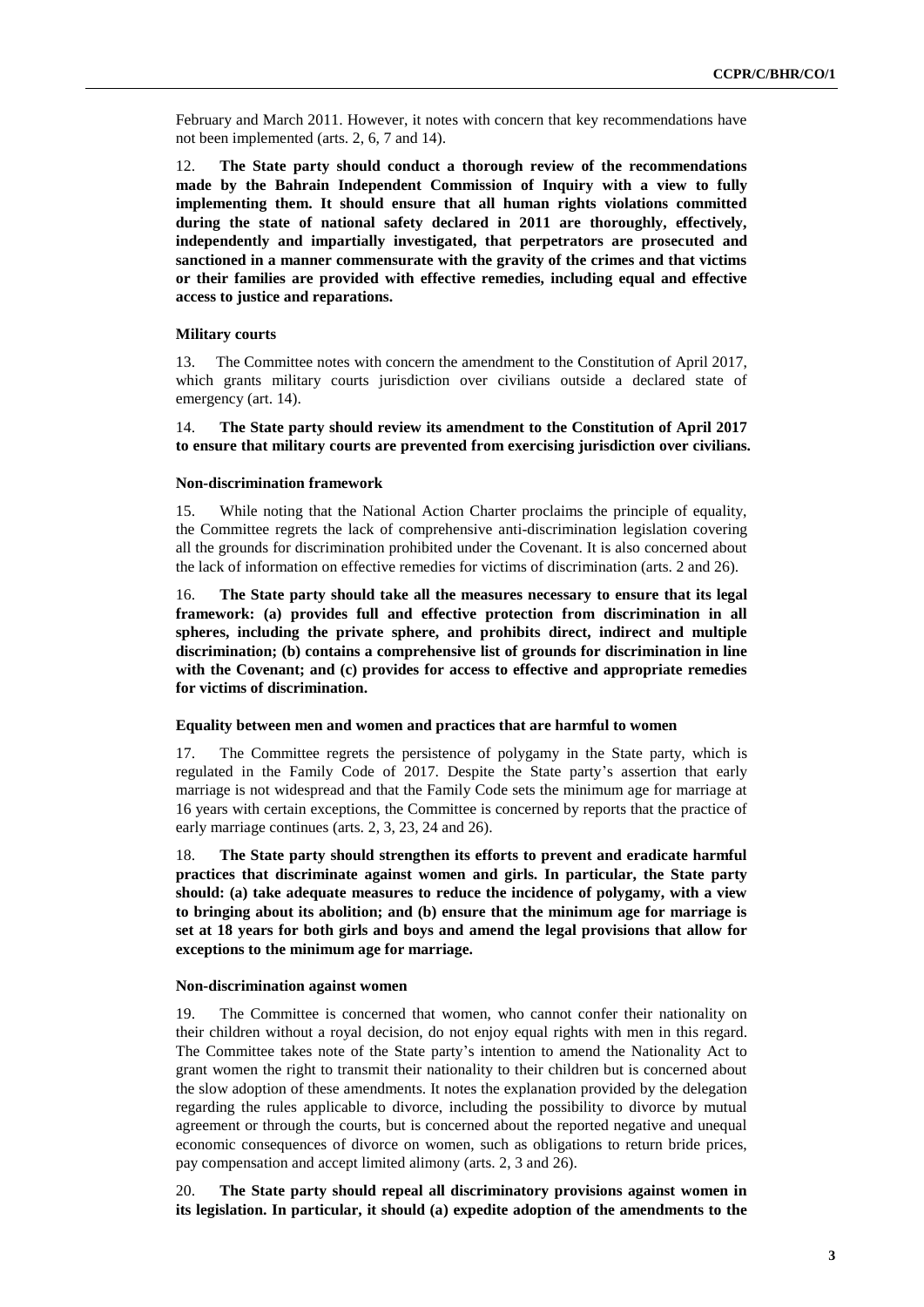February and March 2011. However, it notes with concern that key recommendations have not been implemented (arts. 2, 6, 7 and 14).

12. **The State party should conduct a thorough review of the recommendations made by the Bahrain Independent Commission of Inquiry with a view to fully implementing them. It should ensure that all human rights violations committed during the state of national safety declared in 2011 are thoroughly, effectively, independently and impartially investigated, that perpetrators are prosecuted and sanctioned in a manner commensurate with the gravity of the crimes and that victims or their families are provided with effective remedies, including equal and effective access to justice and reparations.**

### Military courts

13. The Committee notes with concern the amendment to the Constitution of April 2017, which grants military courts jurisdiction over civilians outside a declared state of emergency (art. 14).

14. **The State party should review its amendment to the Constitution of April 2017 to ensure that military courts are prevented from exercising jurisdiction over civilians.**

### Non-discrimination framework

15. While noting that the National Action Charter proclaims the principle of equality, the Committee regrets the lack of comprehensive anti-discrimination legislation covering all the grounds for discrimination prohibited under the Covenant. It is also concerned about the lack of information on effective remedies for victims of discrimination (arts. 2 and 26).

16. **The State party should take all the measures necessary to ensure that its legal framework: (a) provides full and effective protection from discrimination in all spheres, including the private sphere, and prohibits direct, indirect and multiple discrimination; (b) contains a comprehensive list of grounds for discrimination in line with the Covenant; and (c) provides for access to effective and appropriate remedies for victims of discrimination.**

### Equality between men and women and practices that are harmful to women

17. The Committee regrets the persistence of polygamy in the State party, which is regulated in the Family Code of 2017. Despite the State party's assertion that early marriage is not widespread and that the Family Code sets the minimum age for marriage at 16 years with certain exceptions, the Committee is concerned by reports that the practice of early marriage continues (arts. 2, 3, 23, 24 and 26).

18. **The State party should strengthen its efforts to prevent and eradicate harmful practices that discriminate against women and girls. In particular, the State party should: (a) take adequate measures to reduce the incidence of polygamy, with a view to bringing about its abolition; and (b) ensure that the minimum age for marriage is set at 18 years for both girls and boys and amend the legal provisions that allow for exceptions to the minimum age for marriage.**

### Non-discrimination against women

19. The Committee is concerned that women, who cannot confer their nationality on their children without a royal decision, do not enjoy equal rights with men in this regard. The Committee takes note of the State party's intention to amend the Nationality Act to grant women the right to transmit their nationality to their children but is concerned about the slow adoption of these amendments. It notes the explanation provided by the delegation regarding the rules applicable to divorce, including the possibility to divorce by mutual agreement or through the courts, but is concerned about the reported negative and unequal economic consequences of divorce on women, such as obligations to return bride prices, pay compensation and accept limited alimony (arts. 2, 3 and 26).

20. **The State party should repeal all discriminatory provisions against women in its legislation. In particular, it should (a) expedite adoption of the amendments to the**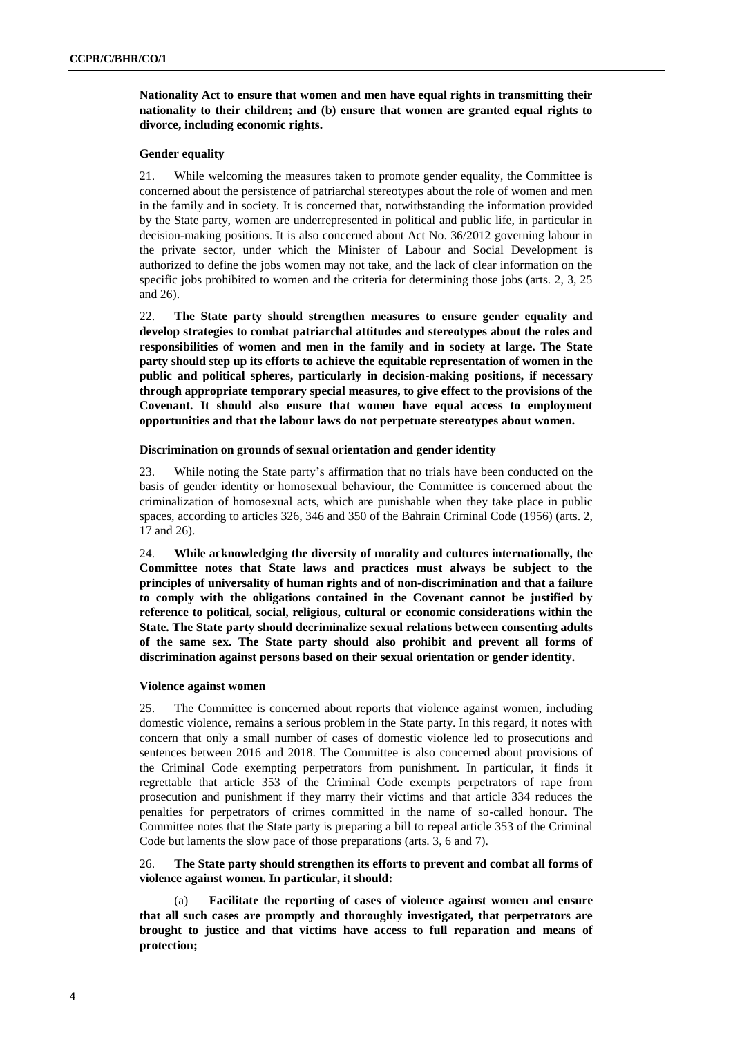**Nationality Act to ensure that women and men have equal rights in transmitting their nationality to their children; and (b) ensure that women are granted equal rights to divorce, including economic rights.**

### Gender equality

21. While welcoming the measures taken to promote gender equality, the Committee is concerned about the persistence of patriarchal stereotypes about the role of women and men in the family and in society. It is concerned that, notwithstanding the information provided by the State party, women are underrepresented in political and public life, in particular in decision-making positions. It is also concerned about Act No. 36/2012 governing labour in the private sector, under which the Minister of Labour and Social Development is authorized to define the jobs women may not take, and the lack of clear information on the specific jobs prohibited to women and the criteria for determining those jobs (arts. 2, 3, 25 and 26).

22. **The State party should strengthen measures to ensure gender equality and develop strategies to combat patriarchal attitudes and stereotypes about the roles and responsibilities of women and men in the family and in society at large. The State party should step up its efforts to achieve the equitable representation of women in the public and political spheres, particularly in decision-making positions, if necessary through appropriate temporary special measures, to give effect to the provisions of the Covenant. It should also ensure that women have equal access to employment opportunities and that the labour laws do not perpetuate stereotypes about women.**

### Discrimination on grounds of sexual orientation and gender identity

23. While noting the State party's affirmation that no trials have been conducted on the basis of gender identity or homosexual behaviour, the Committee is concerned about the criminalization of homosexual acts, which are punishable when they take place in public spaces, according to articles 326, 346 and 350 of the Bahrain Criminal Code (1956) (arts. 2, 17 and 26).

24. **While acknowledging the diversity of morality and cultures internationally, the Committee notes that State laws and practices must always be subject to the principles of universality of human rights and of non-discrimination and that a failure to comply with the obligations contained in the Covenant cannot be justified by reference to political, social, religious, cultural or economic considerations within the State. The State party should decriminalize sexual relations between consenting adults of the same sex. The State party should also prohibit and prevent all forms of discrimination against persons based on their sexual orientation or gender identity.**

### Violence against women

25. The Committee is concerned about reports that violence against women, including domestic violence, remains a serious problem in the State party. In this regard, it notes with concern that only a small number of cases of domestic violence led to prosecutions and sentences between 2016 and 2018. The Committee is also concerned about provisions of the Criminal Code exempting perpetrators from punishment. In particular, it finds it regrettable that article 353 of the Criminal Code exempts perpetrators of rape from prosecution and punishment if they marry their victims and that article 334 reduces the penalties for perpetrators of crimes committed in the name of so-called honour. The Committee notes that the State party is preparing a bill to repeal article 353 of the Criminal Code but laments the slow pace of those preparations (arts. 3, 6 and 7).

26. **The State party should strengthen its efforts to prevent and combat all forms of violence against women. In particular, it should:**

(a) **Facilitate the reporting of cases of violence against women and ensure that all such cases are promptly and thoroughly investigated, that perpetrators are brought to justice and that victims have access to full reparation and means of protection;**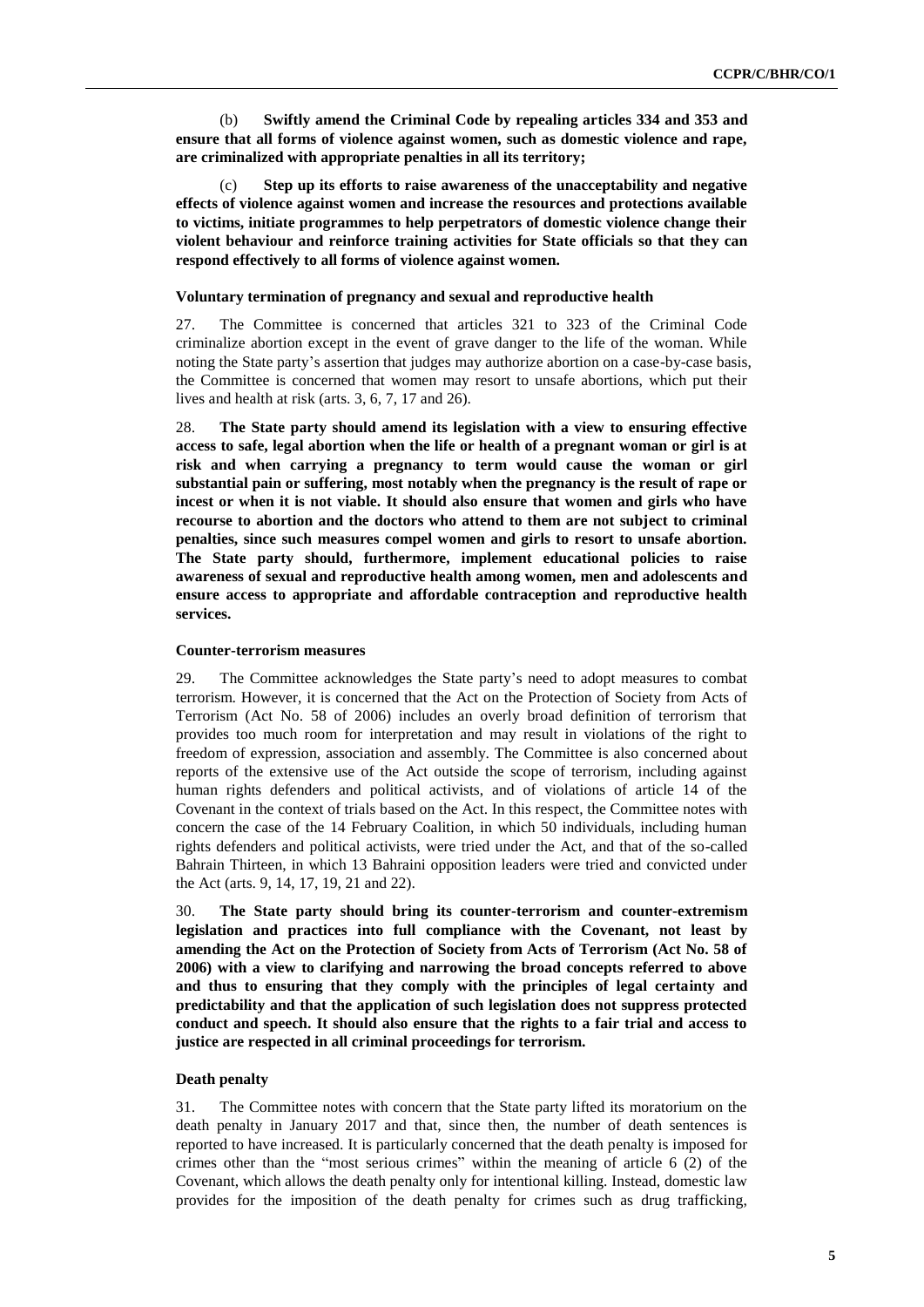(b) **Swiftly amend the Criminal Code by repealing articles 334 and 353 and ensure that all forms of violence against women, such as domestic violence and rape, are criminalized with appropriate penalties in all its territory;**

(c) **Step up its efforts to raise awareness of the unacceptability and negative effects of violence against women and increase the resources and protections available to victims, initiate programmes to help perpetrators of domestic violence change their violent behaviour and reinforce training activities for State officials so that they can respond effectively to all forms of violence against women.**

#### Voluntary termination of pregnancy and sexual and reproductive health

27. The Committee is concerned that articles 321 to 323 of the Criminal Code criminalize abortion except in the event of grave danger to the life of the woman. While noting the State party's assertion that judges may authorize abortion on a case-by-case basis, the Committee is concerned that women may resort to unsafe abortions, which put their lives and health at risk (arts. 3, 6, 7, 17 and 26).

28. **The State party should amend its legislation with a view to ensuring effective access to safe, legal abortion when the life or health of a pregnant woman or girl is at risk and when carrying a pregnancy to term would cause the woman or girl substantial pain or suffering, most notably when the pregnancy is the result of rape or incest or when it is not viable. It should also ensure that women and girls who have recourse to abortion and the doctors who attend to them are not subject to criminal penalties, since such measures compel women and girls to resort to unsafe abortion. The State party should, furthermore, implement educational policies to raise awareness of sexual and reproductive health among women, men and adolescents and ensure access to appropriate and affordable contraception and reproductive health services.**

#### Counter-terrorism measures

29. The Committee acknowledges the State party's need to adopt measures to combat terrorism. However, it is concerned that the Act on the Protection of Society from Acts of Terrorism (Act No. 58 of 2006) includes an overly broad definition of terrorism that provides too much room for interpretation and may result in violations of the right to freedom of expression, association and assembly. The Committee is also concerned about reports of the extensive use of the Act outside the scope of terrorism, including against human rights defenders and political activists, and of violations of article 14 of the Covenant in the context of trials based on the Act. In this respect, the Committee notes with concern the case of the 14 February Coalition, in which 50 individuals, including human rights defenders and political activists, were tried under the Act, and that of the so-called Bahrain Thirteen, in which 13 Bahraini opposition leaders were tried and convicted under the Act (arts. 9, 14, 17, 19, 21 and 22).

30. **The State party should bring its counter-terrorism and counter-extremism legislation and practices into full compliance with the Covenant, not least by amending the Act on the Protection of Society from Acts of Terrorism (Act No. 58 of 2006) with a view to clarifying and narrowing the broad concepts referred to above and thus to ensuring that they comply with the principles of legal certainty and predictability and that the application of such legislation does not suppress protected conduct and speech. It should also ensure that the rights to a fair trial and access to justice are respected in all criminal proceedings for terrorism.**

#### Death penalty

31. The Committee notes with concern that the State party lifted its moratorium on the death penalty in January 2017 and that, since then, the number of death sentences is reported to have increased. It is particularly concerned that the death penalty is imposed for crimes other than the "most serious crimes" within the meaning of article 6 (2) of the Covenant, which allows the death penalty only for intentional killing. Instead, domestic law provides for the imposition of the death penalty for crimes such as drug trafficking,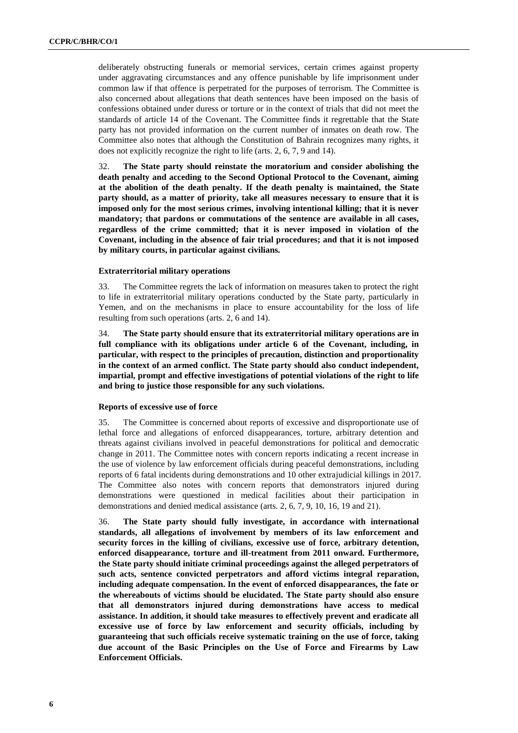deliberately obstructing funerals or memorial services, certain crimes against property under aggravating circumstances and any offence punishable by life imprisonment under common law if that offence is perpetrated for the purposes of terrorism. The Committee is also concerned about allegations that death sentences have been imposed on the basis of confessions obtained under duress or torture or in the context of trials that did not meet the standards of article 14 of the Covenant. The Committee finds it regrettable that the State party has not provided information on the current number of inmates on death row. The Committee also notes that although the Constitution of Bahrain recognizes many rights, it does not explicitly recognize the right to life (arts. 2, 6, 7, 9 and 14).

32. **The State party should reinstate the moratorium and consider abolishing the death penalty and acceding to the Second Optional Protocol to the Covenant, aiming at the abolition of the death penalty. If the death penalty is maintained, the State party should, as a matter of priority, take all measures necessary to ensure that it is imposed only for the most serious crimes, involving intentional killing; that it is never mandatory; that pardons or commutations of the sentence are available in all cases, regardless of the crime committed; that it is never imposed in violation of the Covenant, including in the absence of fair trial procedures; and that it is not imposed by military courts, in particular against civilians.**

### Extraterritorial military operations

33. The Committee regrets the lack of information on measures taken to protect the right to life in extraterritorial military operations conducted by the State party, particularly in Yemen, and on the mechanisms in place to ensure accountability for the loss of life resulting from such operations (arts. 2, 6 and 14).

34. **The State party should ensure that its extraterritorial military operations are in full compliance with its obligations under article 6 of the Covenant, including, in particular, with respect to the principles of precaution, distinction and proportionality in the context of an armed conflict. The State party should also conduct independent, impartial, prompt and effective investigations of potential violations of the right to life and bring to justice those responsible for any such violations.**

### Reports of excessive use of force

35. The Committee is concerned about reports of excessive and disproportionate use of lethal force and allegations of enforced disappearances, torture, arbitrary detention and threats against civilians involved in peaceful demonstrations for political and democratic change in 2011. The Committee notes with concern reports indicating a recent increase in the use of violence by law enforcement officials during peaceful demonstrations, including reports of 6 fatal incidents during demonstrations and 10 other extrajudicial killings in 2017. The Committee also notes with concern reports that demonstrators injured during demonstrations were questioned in medical facilities about their participation in demonstrations and denied medical assistance (arts. 2, 6, 7, 9, 10, 16, 19 and 21).

36. **The State party should fully investigate, in accordance with international standards, all allegations of involvement by members of its law enforcement and security forces in the killing of civilians, excessive use of force, arbitrary detention, enforced disappearance, torture and ill-treatment from 2011 onward. Furthermore, the State party should initiate criminal proceedings against the alleged perpetrators of such acts, sentence convicted perpetrators and afford victims integral reparation, including adequate compensation. In the event of enforced disappearances, the fate or the whereabouts of victims should be elucidated. The State party should also ensure that all demonstrators injured during demonstrations have access to medical assistance. In addition, it should take measures to effectively prevent and eradicate all excessive use of force by law enforcement and security officials, including by guaranteeing that such officials receive systematic training on the use of force, taking due account of the Basic Principles on the Use of Force and Firearms by Law Enforcement Officials.**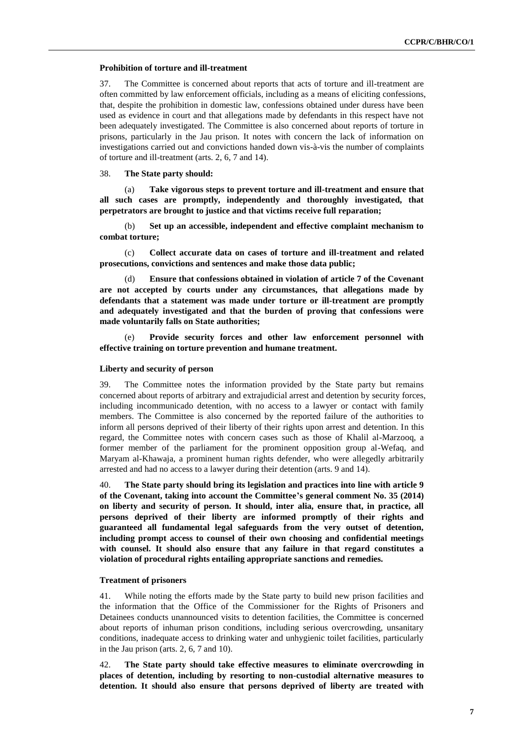### Prohibition of torture and ill-treatment

37. The Committee is concerned about reports that acts of torture and ill-treatment are often committed by law enforcement officials, including as a means of eliciting confessions, that, despite the prohibition in domestic law, confessions obtained under duress have been used as evidence in court and that allegations made by defendants in this respect have not been adequately investigated. The Committee is also concerned about reports of torture in prisons, particularly in the Jau prison. It notes with concern the lack of information on investigations carried out and convictions handed down vis-à-vis the number of complaints of torture and ill-treatment (arts. 2, 6, 7 and 14).

38. **The State party should:**

(a) **Take vigorous steps to prevent torture and ill-treatment and ensure that all such cases are promptly, independently and thoroughly investigated, that perpetrators are brought to justice and that victims receive full reparation;**

(b) **Set up an accessible, independent and effective complaint mechanism to combat torture;**

(c) **Collect accurate data on cases of torture and ill-treatment and related prosecutions, convictions and sentences and make those data public;**

(d) **Ensure that confessions obtained in violation of article 7 of the Covenant are not accepted by courts under any circumstances, that allegations made by defendants that a statement was made under torture or ill-treatment are promptly and adequately investigated and that the burden of proving that confessions were made voluntarily falls on State authorities;**

(e) **Provide security forces and other law enforcement personnel with effective training on torture prevention and humane treatment.**

### Liberty and security of person

39. The Committee notes the information provided by the State party but remains concerned about reports of arbitrary and extrajudicial arrest and detention by security forces, including incommunicado detention, with no access to a lawyer or contact with family members. The Committee is also concerned by the reported failure of the authorities to inform all persons deprived of their liberty of their rights upon arrest and detention. In this regard, the Committee notes with concern cases such as those of Khalil al-Marzooq, a former member of the parliament for the prominent opposition group al-Wefaq, and Maryam al-Khawaja, a prominent human rights defender, who were allegedly arbitrarily arrested and had no access to a lawyer during their detention (arts. 9 and 14).

40. **The State party should bring its legislation and practices into line with article 9 of the Covenant, taking into account the Committee's general comment No. 35 (2014) on liberty and security of person. It should, inter alia, ensure that, in practice, all persons deprived of their liberty are informed promptly of their rights and guaranteed all fundamental legal safeguards from the very outset of detention, including prompt access to counsel of their own choosing and confidential meetings with counsel. It should also ensure that any failure in that regard constitutes a violation of procedural rights entailing appropriate sanctions and remedies.**

### Treatment of prisoners

41. While noting the efforts made by the State party to build new prison facilities and the information that the Office of the Commissioner for the Rights of Prisoners and Detainees conducts unannounced visits to detention facilities, the Committee is concerned about reports of inhuman prison conditions, including serious overcrowding, unsanitary conditions, inadequate access to drinking water and unhygienic toilet facilities, particularly in the Jau prison (arts. 2, 6, 7 and 10).

42. **The State party should take effective measures to eliminate overcrowding in places of detention, including by resorting to non-custodial alternative measures to detention. It should also ensure that persons deprived of liberty are treated with**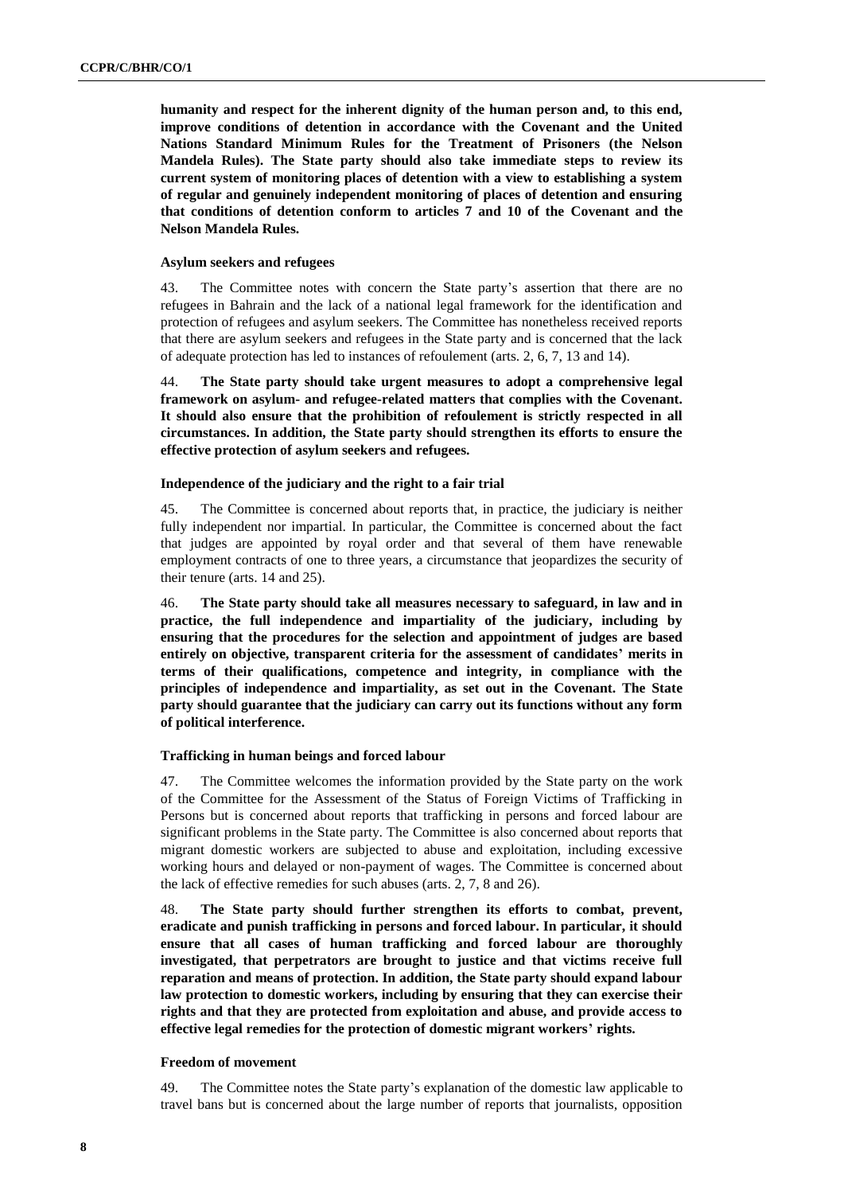**humanity and respect for the inherent dignity of the human person and, to this end, improve conditions of detention in accordance with the Covenant and the United Nations Standard Minimum Rules for the Treatment of Prisoners (the Nelson Mandela Rules). The State party should also take immediate steps to review its current system of monitoring places of detention with a view to establishing a system of regular and genuinely independent monitoring of places of detention and ensuring that conditions of detention conform to articles 7 and 10 of the Covenant and the Nelson Mandela Rules.**

### Asylum seekers and refugees

43. The Committee notes with concern the State party's assertion that there are no refugees in Bahrain and the lack of a national legal framework for the identification and protection of refugees and asylum seekers. The Committee has nonetheless received reports that there are asylum seekers and refugees in the State party and is concerned that the lack of adequate protection has led to instances of refoulement (arts. 2, 6, 7, 13 and 14).

44. **The State party should take urgent measures to adopt a comprehensive legal framework on asylum- and refugee-related matters that complies with the Covenant. It should also ensure that the prohibition of refoulement is strictly respected in all circumstances. In addition, the State party should strengthen its efforts to ensure the effective protection of asylum seekers and refugees.**

### Independence of the judiciary and the right to a fair trial

45. The Committee is concerned about reports that, in practice, the judiciary is neither fully independent nor impartial. In particular, the Committee is concerned about the fact that judges are appointed by royal order and that several of them have renewable employment contracts of one to three years, a circumstance that jeopardizes the security of their tenure (arts. 14 and 25).

46. **The State party should take all measures necessary to safeguard, in law and in practice, the full independence and impartiality of the judiciary, including by ensuring that the procedures for the selection and appointment of judges are based entirely on objective, transparent criteria for the assessment of candidates' merits in terms of their qualifications, competence and integrity, in compliance with the principles of independence and impartiality, as set out in the Covenant. The State party should guarantee that the judiciary can carry out its functions without any form of political interference.**

### Trafficking in human beings and forced labour

47. The Committee welcomes the information provided by the State party on the work of the Committee for the Assessment of the Status of Foreign Victims of Trafficking in Persons but is concerned about reports that trafficking in persons and forced labour are significant problems in the State party. The Committee is also concerned about reports that migrant domestic workers are subjected to abuse and exploitation, including excessive working hours and delayed or non-payment of wages. The Committee is concerned about the lack of effective remedies for such abuses (arts. 2, 7, 8 and 26).

48. **The State party should further strengthen its efforts to combat, prevent, eradicate and punish trafficking in persons and forced labour. In particular, it should ensure that all cases of human trafficking and forced labour are thoroughly investigated, that perpetrators are brought to justice and that victims receive full reparation and means of protection. In addition, the State party should expand labour law protection to domestic workers, including by ensuring that they can exercise their rights and that they are protected from exploitation and abuse, and provide access to effective legal remedies for the protection of domestic migrant workers' rights.**

### Freedom of movement

49. The Committee notes the State party's explanation of the domestic law applicable to travel bans but is concerned about the large number of reports that journalists, opposition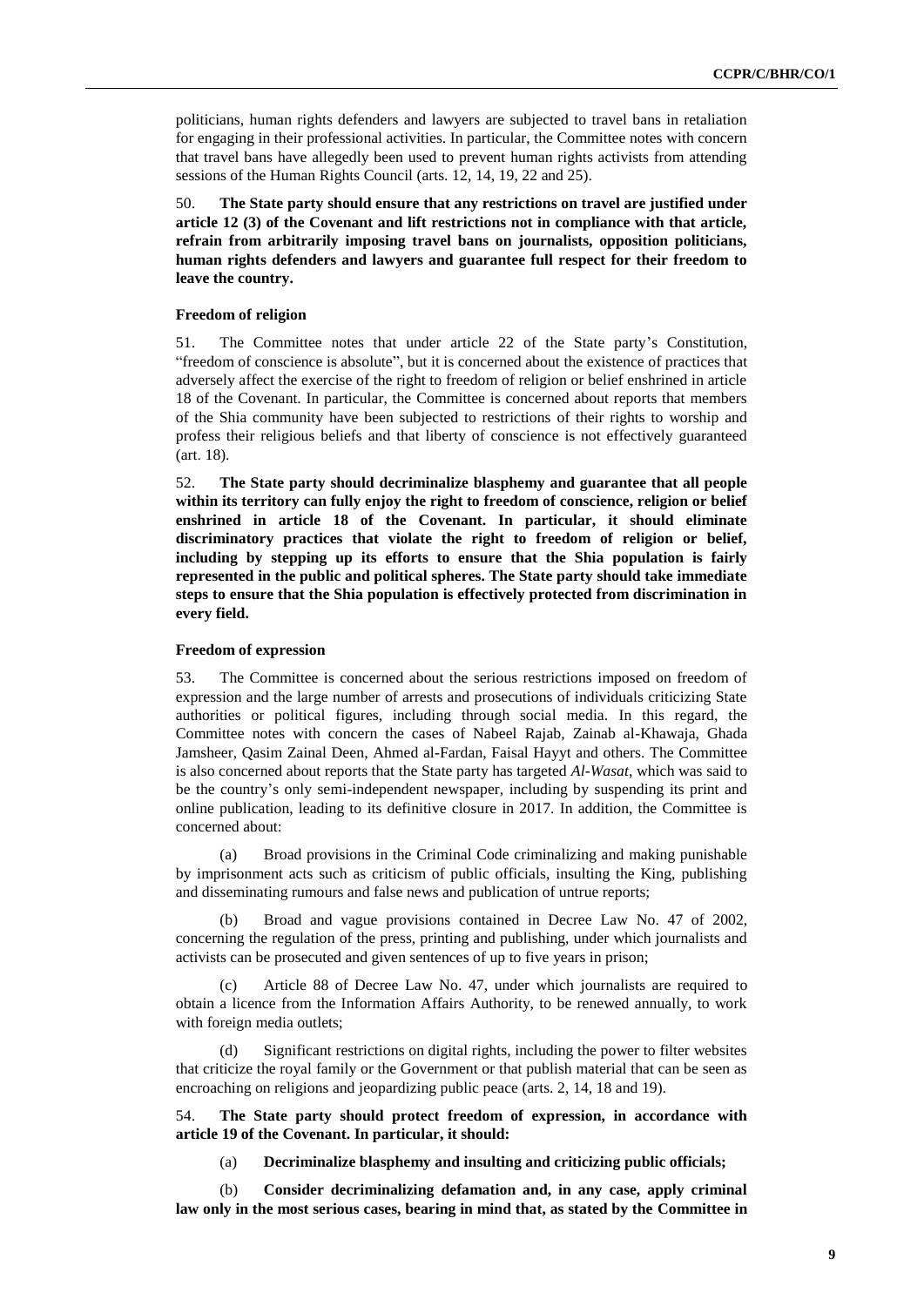politicians, human rights defenders and lawyers are subjected to travel bans in retaliation for engaging in their professional activities. In particular, the Committee notes with concern that travel bans have allegedly been used to prevent human rights activists from attending sessions of the Human Rights Council (arts. 12, 14, 19, 22 and 25).

50. **The State party should ensure that any restrictions on travel are justified under article 12 (3) of the Covenant and lift restrictions not in compliance with that article, refrain from arbitrarily imposing travel bans on journalists, opposition politicians, human rights defenders and lawyers and guarantee full respect for their freedom to leave the country.**

#### Freedom of religion

51. The Committee notes that under article 22 of the State party's Constitution, "freedom of conscience is absolute", but it is concerned about the existence of practices that adversely affect the exercise of the right to freedom of religion or belief enshrined in article 18 of the Covenant. In particular, the Committee is concerned about reports that members of the Shia community have been subjected to restrictions of their rights to worship and profess their religious beliefs and that liberty of conscience is not effectively guaranteed (art. 18).

52. **The State party should decriminalize blasphemy and guarantee that all people within its territory can fully enjoy the right to freedom of conscience, religion or belief enshrined in article 18 of the Covenant. In particular, it should eliminate discriminatory practices that violate the right to freedom of religion or belief, including by stepping up its efforts to ensure that the Shia population is fairly represented in the public and political spheres. The State party should take immediate steps to ensure that the Shia population is effectively protected from discrimination in every field.**

#### Freedom of expression

53. The Committee is concerned about the serious restrictions imposed on freedom of expression and the large number of arrests and prosecutions of individuals criticizing State authorities or political figures, including through social media. In this regard, the Committee notes with concern the cases of Nabeel Rajab, Zainab al-Khawaja, Ghada Jamsheer, Qasim Zainal Deen, Ahmed al-Fardan, Faisal Hayyt and others. The Committee is also concerned about reports that the State party has targeted *Al-Wasat*, which was said to be the country's only semi-independent newspaper, including by suspending its print and online publication, leading to its definitive closure in 2017. In addition, the Committee is concerned about:

(a) Broad provisions in the Criminal Code criminalizing and making punishable by imprisonment acts such as criticism of public officials, insulting the King, publishing and disseminating rumours and false news and publication of untrue reports;

(b) Broad and vague provisions contained in Decree Law No. 47 of 2002, concerning the regulation of the press, printing and publishing, under which journalists and activists can be prosecuted and given sentences of up to five years in prison;

(c) Article 88 of Decree Law No. 47, under which journalists are required to obtain a licence from the Information Affairs Authority, to be renewed annually, to work with foreign media outlets;

(d) Significant restrictions on digital rights, including the power to filter websites that criticize the royal family or the Government or that publish material that can be seen as encroaching on religions and jeopardizing public peace (arts. 2, 14, 18 and 19).

54. **The State party should protect freedom of expression, in accordance with article 19 of the Covenant. In particular, it should:**

(a) **Decriminalize blasphemy and insulting and criticizing public officials;**

(b) **Consider decriminalizing defamation and, in any case, apply criminal law only in the most serious cases, bearing in mind that, as stated by the Committee in**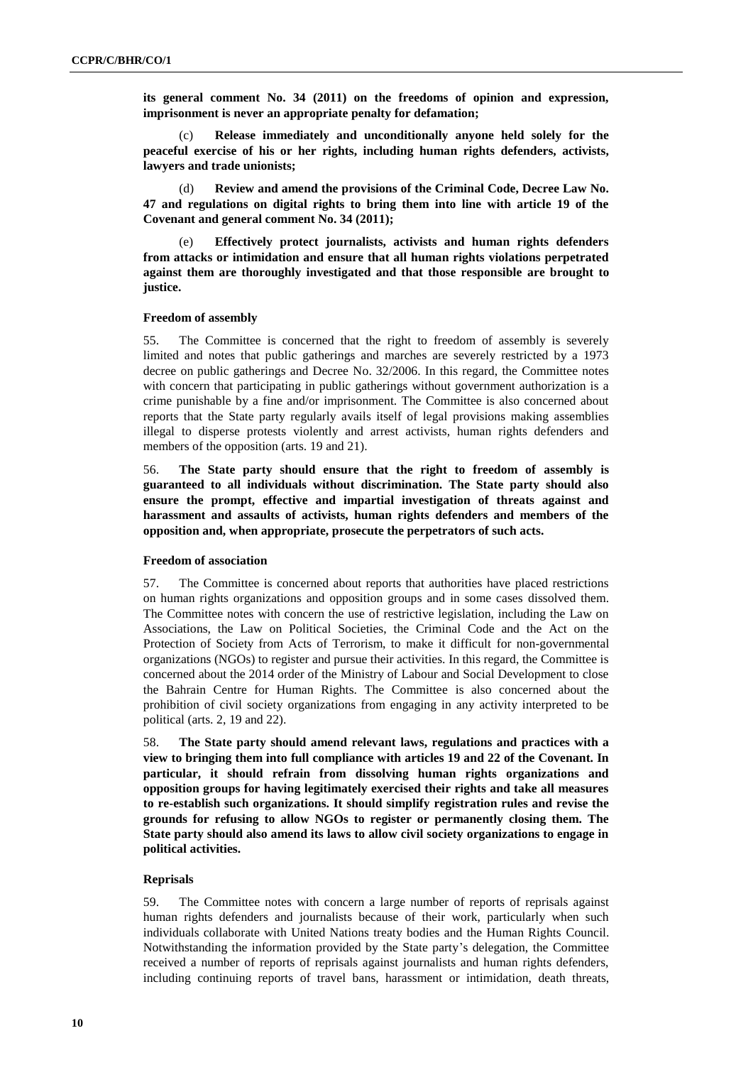**its general comment No. 34 (2011) on the freedoms of opinion and expression, imprisonment is never an appropriate penalty for defamation;**

(c) **Release immediately and unconditionally anyone held solely for the peaceful exercise of his or her rights, including human rights defenders, activists, lawyers and trade unionists;**

(d) **Review and amend the provisions of the Criminal Code, Decree Law No. 47 and regulations on digital rights to bring them into line with article 19 of the Covenant and general comment No. 34 (2011);**

(e) **Effectively protect journalists, activists and human rights defenders from attacks or intimidation and ensure that all human rights violations perpetrated against them are thoroughly investigated and that those responsible are brought to justice.**

### Freedom of assembly

55. The Committee is concerned that the right to freedom of assembly is severely limited and notes that public gatherings and marches are severely restricted by a 1973 decree on public gatherings and Decree No. 32/2006. In this regard, the Committee notes with concern that participating in public gatherings without government authorization is a crime punishable by a fine and/or imprisonment. The Committee is also concerned about reports that the State party regularly avails itself of legal provisions making assemblies illegal to disperse protests violently and arrest activists, human rights defenders and members of the opposition (arts. 19 and 21).

56. **The State party should ensure that the right to freedom of assembly is guaranteed to all individuals without discrimination. The State party should also ensure the prompt, effective and impartial investigation of threats against and harassment and assaults of activists, human rights defenders and members of the opposition and, when appropriate, prosecute the perpetrators of such acts.**

### Freedom of association

57. The Committee is concerned about reports that authorities have placed restrictions on human rights organizations and opposition groups and in some cases dissolved them. The Committee notes with concern the use of restrictive legislation, including the Law on Associations, the Law on Political Societies, the Criminal Code and the Act on the Protection of Society from Acts of Terrorism, to make it difficult for non-governmental organizations (NGOs) to register and pursue their activities. In this regard, the Committee is concerned about the 2014 order of the Ministry of Labour and Social Development to close the Bahrain Centre for Human Rights. The Committee is also concerned about the prohibition of civil society organizations from engaging in any activity interpreted to be political (arts. 2, 19 and 22).

58. **The State party should amend relevant laws, regulations and practices with a view to bringing them into full compliance with articles 19 and 22 of the Covenant. In particular, it should refrain from dissolving human rights organizations and opposition groups for having legitimately exercised their rights and take all measures to re-establish such organizations. It should simplify registration rules and revise the grounds for refusing to allow NGOs to register or permanently closing them. The State party should also amend its laws to allow civil society organizations to engage in political activities.**

### Reprisals

59. The Committee notes with concern a large number of reports of reprisals against human rights defenders and journalists because of their work, particularly when such individuals collaborate with United Nations treaty bodies and the Human Rights Council. Notwithstanding the information provided by the State party's delegation, the Committee received a number of reports of reprisals against journalists and human rights defenders, including continuing reports of travel bans, harassment or intimidation, death threats,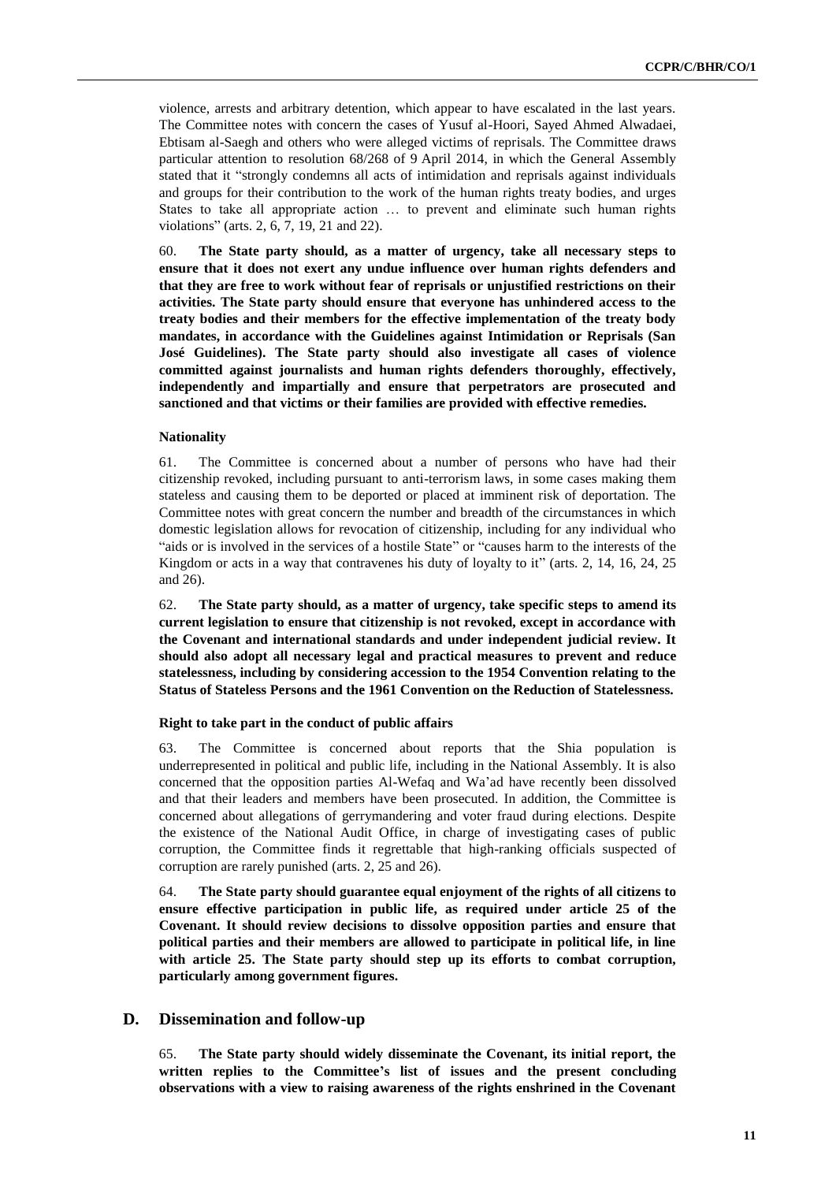violence, arrests and arbitrary detention, which appear to have escalated in the last years. The Committee notes with concern the cases of Yusuf al-Hoori, Sayed Ahmed Alwadaei, Ebtisam al-Saegh and others who were alleged victims of reprisals. The Committee draws particular attention to resolution 68/268 of 9 April 2014, in which the General Assembly stated that it "strongly condemns all acts of intimidation and reprisals against individuals and groups for their contribution to the work of the human rights treaty bodies, and urges States to take all appropriate action … to prevent and eliminate such human rights violations" (arts. 2, 6, 7, 19, 21 and 22).

60. **The State party should, as a matter of urgency, take all necessary steps to ensure that it does not exert any undue influence over human rights defenders and that they are free to work without fear of reprisals or unjustified restrictions on their activities. The State party should ensure that everyone has unhindered access to the treaty bodies and their members for the effective implementation of the treaty body mandates, in accordance with the Guidelines against Intimidation or Reprisals (San José Guidelines). The State party should also investigate all cases of violence committed against journalists and human rights defenders thoroughly, effectively, independently and impartially and ensure that perpetrators are prosecuted and sanctioned and that victims or their families are provided with effective remedies.**

#### Nationality

61. The Committee is concerned about a number of persons who have had their citizenship revoked, including pursuant to anti-terrorism laws, in some cases making them stateless and causing them to be deported or placed at imminent risk of deportation. The Committee notes with great concern the number and breadth of the circumstances in which domestic legislation allows for revocation of citizenship, including for any individual who "aids or is involved in the services of a hostile State" or "causes harm to the interests of the Kingdom or acts in a way that contravenes his duty of loyalty to it" (arts. 2, 14, 16, 24, 25 and 26).

62. **The State party should, as a matter of urgency, take specific steps to amend its current legislation to ensure that citizenship is not revoked, except in accordance with the Covenant and international standards and under independent judicial review. It should also adopt all necessary legal and practical measures to prevent and reduce statelessness, including by considering accession to the 1954 Convention relating to the Status of Stateless Persons and the 1961 Convention on the Reduction of Statelessness.**

#### Right to take part in the conduct of public affairs

63. The Committee is concerned about reports that the Shia population is underrepresented in political and public life, including in the National Assembly. It is also concerned that the opposition parties Al-Wefaq and Wa'ad have recently been dissolved and that their leaders and members have been prosecuted. In addition, the Committee is concerned about allegations of gerrymandering and voter fraud during elections. Despite the existence of the National Audit Office, in charge of investigating cases of public corruption, the Committee finds it regrettable that high-ranking officials suspected of corruption are rarely punished (arts. 2, 25 and 26).

64. **The State party should guarantee equal enjoyment of the rights of all citizens to ensure effective participation in public life, as required under article 25 of the Covenant. It should review decisions to dissolve opposition parties and ensure that political parties and their members are allowed to participate in political life, in line with article 25. The State party should step up its efforts to combat corruption, particularly among government figures.**

## D. Dissemination and follow-up

65. **The State party should widely disseminate the Covenant, its initial report, the written replies to the Committee's list of issues and the present concluding observations with a view to raising awareness of the rights enshrined in the Covenant**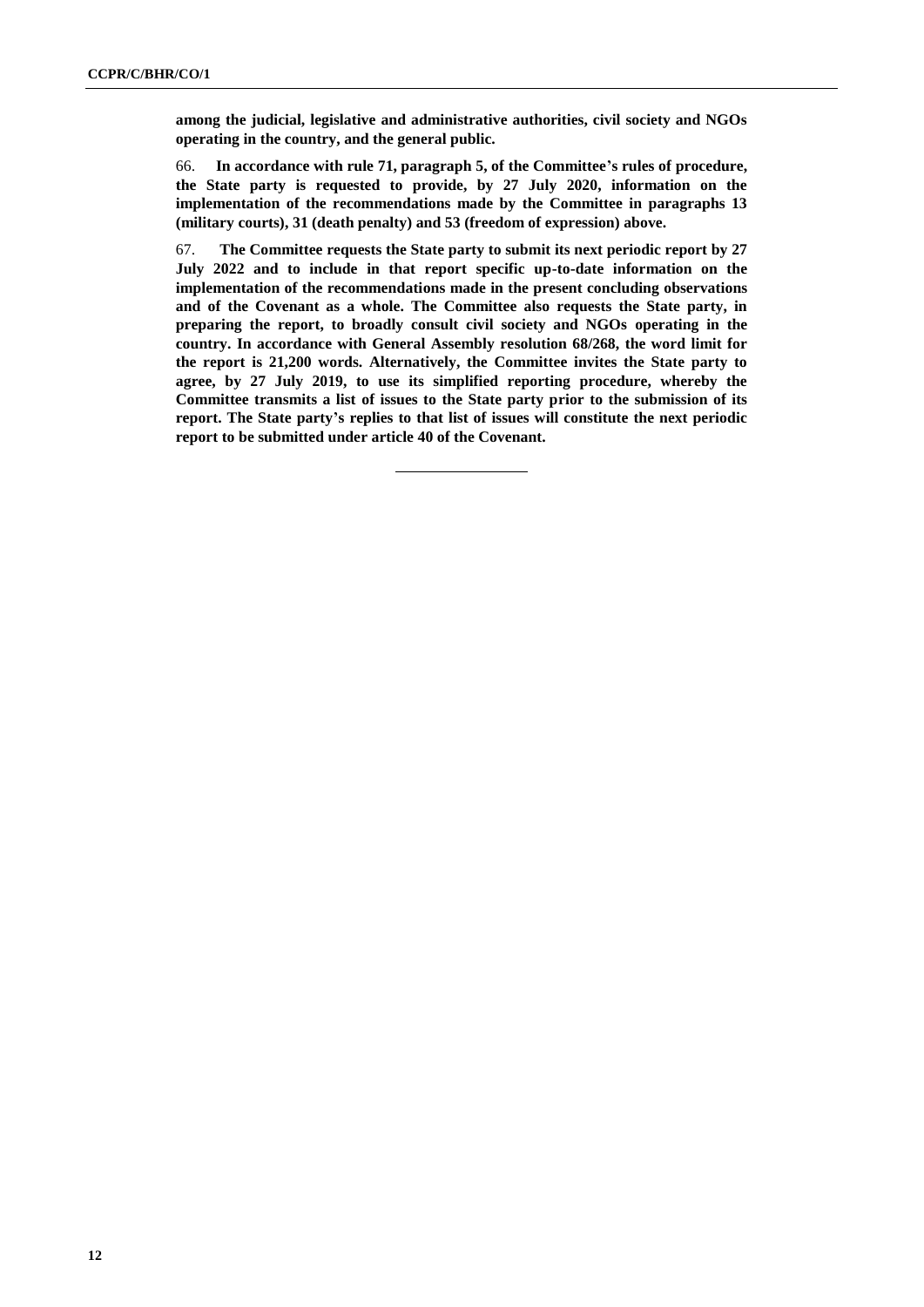**among the judicial, legislative and administrative authorities, civil society and NGOs operating in the country, and the general public.**

66. **In accordance with rule 71, paragraph 5, of the Committee's rules of procedure, the State party is requested to provide, by 27 July 2020, information on the implementation of the recommendations made by the Committee in paragraphs 13 (military courts), 31 (death penalty) and 53 (freedom of expression) above.**

67. **The Committee requests the State party to submit its next periodic report by 27 July 2022 and to include in that report specific up-to-date information on the implementation of the recommendations made in the present concluding observations and of the Covenant as a whole. The Committee also requests the State party, in preparing the report, to broadly consult civil society and NGOs operating in the country. In accordance with General Assembly resolution 68/268, the word limit for the report is 21,200 words. Alternatively, the Committee invites the State party to agree, by 27 July 2019, to use its simplified reporting procedure, whereby the Committee transmits a list of issues to the State party prior to the submission of its report. The State party's replies to that list of issues will constitute the next periodic report to be submitted under article 40 of the Covenant.**